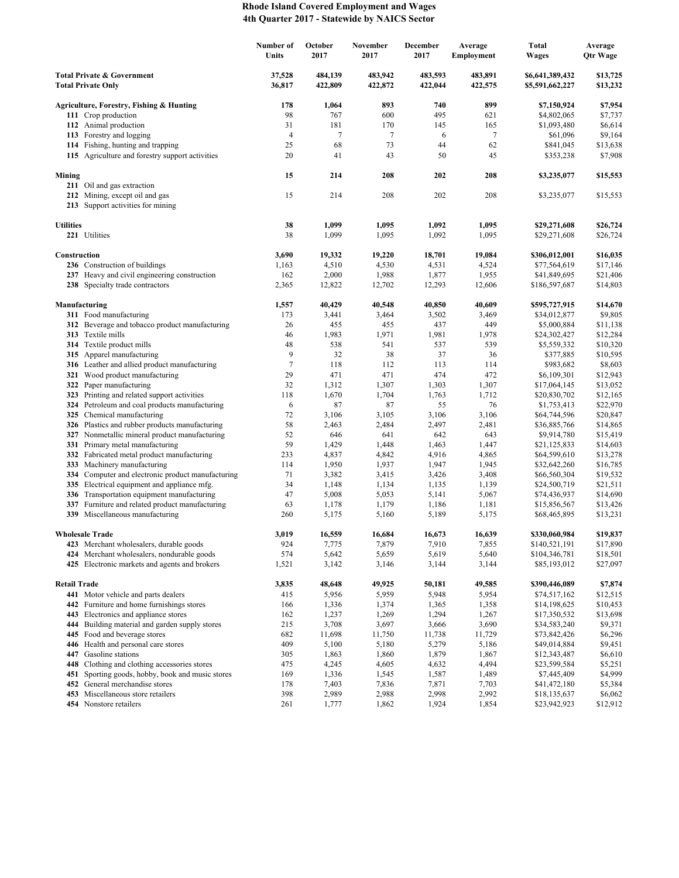# Rhode Island Covered Employment and Wages
## 4th Quarter 2017 - Statewide by NAICS Sector

| | Number of Units | October 2017 | November 2017 | December 2017 | Average Employment | Total Wages | Average Qtr Wage |
|---|---|---|---|---|---|---|---|
| **Total Private & Government** | **37,528** | **484,139** | **483,942** | **483,593** | **483,891** | **$6,641,389,432** | **$13,725** |
| **Total Private Only** | **36,817** | **422,809** | **422,872** | **422,044** | **422,575** | **$5,591,662,227** | **$13,232** |
| | | | | | | | |
| **Agriculture, Forestry, Fishing & Hunting** | **178** | **1,064** | **893** | **740** | **899** | **$7,150,924** | **$7,954** |
| **111** Crop production | 98 | 767 | 600 | 495 | 621 | $4,802,065 | $7,737 |
| **112** Animal production | 31 | 181 | 170 | 145 | 165 | $1,093,480 | $6,614 |
| **113** Forestry and logging | 4 | 7 | 7 | 6 | 7 | $61,096 | $9,164 |
| **114** Fishing, hunting and trapping | 25 | 68 | 73 | 44 | 62 | $841,045 | $13,638 |
| **115** Agriculture and forestry support activities | 20 | 41 | 43 | 50 | 45 | $353,238 | $7,908 |
| | | | | | | | |
| **Mining** | **15** | **214** | **208** | **202** | **208** | **$3,235,077** | **$15,553** |
| **211** Oil and gas extraction | | | | | | | |
| **212** Mining, except oil and gas | 15 | 214 | 208 | 202 | 208 | $3,235,077 | $15,553 |
| **213** Support activities for mining | | | | | | | |
| | | | | | | | |
| **Utilities** | **38** | **1,099** | **1,095** | **1,092** | **1,095** | **$29,271,608** | **$26,724** |
| **221** Utilities | 38 | 1,099 | 1,095 | 1,092 | 1,095 | $29,271,608 | $26,724 |
| | | | | | | | |
| **Construction** | **3,690** | **19,332** | **19,220** | **18,701** | **19,084** | **$306,012,001** | **$16,035** |
| **236** Construction of buildings | 1,163 | 4,510 | 4,530 | 4,531 | 4,524 | $77,564,619 | $17,146 |
| **237** Heavy and civil engineering construction | 162 | 2,000 | 1,988 | 1,877 | 1,955 | $41,849,695 | $21,406 |
| **238** Specialty trade contractors | 2,365 | 12,822 | 12,702 | 12,293 | 12,606 | $186,597,687 | $14,803 |
| | | | | | | | |
| **Manufacturing** | **1,557** | **40,429** | **40,548** | **40,850** | **40,609** | **$595,727,915** | **$14,670** |
| **311** Food manufacturing | 173 | 3,441 | 3,464 | 3,502 | 3,469 | $34,012,877 | $9,805 |
| **312** Beverage and tobacco product manufacturing | 26 | 455 | 455 | 437 | 449 | $5,000,884 | $11,138 |
| **313** Textile mills | 46 | 1,983 | 1,971 | 1,981 | 1,978 | $24,302,427 | $12,284 |
| **314** Textile product mills | 48 | 538 | 541 | 537 | 539 | $5,559,332 | $10,320 |
| **315** Apparel manufacturing | 9 | 32 | 38 | 37 | 36 | $377,885 | $10,595 |
| **316** Leather and allied product manufacturing | 7 | 118 | 112 | 113 | 114 | $983,682 | $8,603 |
| **321** Wood product manufacturing | 29 | 471 | 471 | 474 | 472 | $6,109,301 | $12,943 |
| **322** Paper manufacturing | 32 | 1,312 | 1,307 | 1,303 | 1,307 | $17,064,145 | $13,052 |
| **323** Printing and related support activities | 118 | 1,670 | 1,704 | 1,763 | 1,712 | $20,830,702 | $12,165 |
| **324** Petroleum and coal products manufacturing | 6 | 87 | 87 | 55 | 76 | $1,753,413 | $22,970 |
| **325** Chemical manufacturing | 72 | 3,106 | 3,105 | 3,106 | 3,106 | $64,744,596 | $20,847 |
| **326** Plastics and rubber products manufacturing | 58 | 2,463 | 2,484 | 2,497 | 2,481 | $36,885,766 | $14,865 |
| **327** Nonmetallic mineral product manufacturing | 52 | 646 | 641 | 642 | 643 | $9,914,780 | $15,419 |
| **331** Primary metal manufacturing | 59 | 1,429 | 1,448 | 1,463 | 1,447 | $21,125,833 | $14,603 |
| **332** Fabricated metal product manufacturing | 233 | 4,837 | 4,842 | 4,916 | 4,865 | $64,599,610 | $13,278 |
| **333** Machinery manufacturing | 114 | 1,950 | 1,937 | 1,947 | 1,945 | $32,642,260 | $16,785 |
| **334** Computer and electronic product manufacturing | 71 | 3,382 | 3,415 | 3,426 | 3,408 | $66,560,304 | $19,532 |
| **335** Electrical equipment and appliance mfg. | 34 | 1,148 | 1,134 | 1,135 | 1,139 | $24,500,719 | $21,511 |
| **336** Transportation equipment manufacturing | 47 | 5,008 | 5,053 | 5,141 | 5,067 | $74,436,937 | $14,690 |
| **337** Furniture and related product manufacturing | 63 | 1,178 | 1,179 | 1,186 | 1,181 | $15,856,567 | $13,426 |
| **339** Miscellaneous manufacturing | 260 | 5,175 | 5,160 | 5,189 | 5,175 | $68,465,895 | $13,231 |
| | | | | | | | |
| **Wholesale Trade** | **3,019** | **16,559** | **16,684** | **16,673** | **16,639** | **$330,060,984** | **$19,837** |
| **423** Merchant wholesalers, durable goods | 924 | 7,775 | 7,879 | 7,910 | 7,855 | $140,521,191 | $17,890 |
| **424** Merchant wholesalers, nondurable goods | 574 | 5,642 | 5,659 | 5,619 | 5,640 | $104,346,781 | $18,501 |
| **425** Electronic markets and agents and brokers | 1,521 | 3,142 | 3,146 | 3,144 | 3,144 | $85,193,012 | $27,097 |
| | | | | | | | |
| **Retail Trade** | **3,835** | **48,648** | **49,925** | **50,181** | **49,585** | **$390,446,089** | **$7,874** |
| **441** Motor vehicle and parts dealers | 415 | 5,956 | 5,959 | 5,948 | 5,954 | $74,517,162 | $12,515 |
| **442** Furniture and home furnishings stores | 166 | 1,336 | 1,374 | 1,365 | 1,358 | $14,198,625 | $10,453 |
| **443** Electronics and appliance stores | 162 | 1,237 | 1,269 | 1,294 | 1,267 | $17,350,532 | $13,698 |
| **444** Building material and garden supply stores | 215 | 3,708 | 3,697 | 3,666 | 3,690 | $34,583,240 | $9,371 |
| **445** Food and beverage stores | 682 | 11,698 | 11,750 | 11,738 | 11,729 | $73,842,426 | $6,296 |
| **446** Health and personal care stores | 409 | 5,100 | 5,180 | 5,279 | 5,186 | $49,014,884 | $9,451 |
| **447** Gasoline stations | 305 | 1,863 | 1,860 | 1,879 | 1,867 | $12,343,487 | $6,610 |
| **448** Clothing and clothing accessories stores | 475 | 4,245 | 4,605 | 4,632 | 4,494 | $23,599,584 | $5,251 |
| **451** Sporting goods, hobby, book and music stores | 169 | 1,336 | 1,545 | 1,587 | 1,489 | $7,445,409 | $4,999 |
| **452** General merchandise stores | 178 | 7,403 | 7,836 | 7,871 | 7,703 | $41,472,180 | $5,384 |
| **453** Miscellaneous store retailers | 398 | 2,989 | 2,988 | 2,998 | 2,992 | $18,135,637 | $6,062 |
| **454** Nonstore retailers | 261 | 1,777 | 1,862 | 1,924 | 1,854 | $23,942,923 | $12,912 |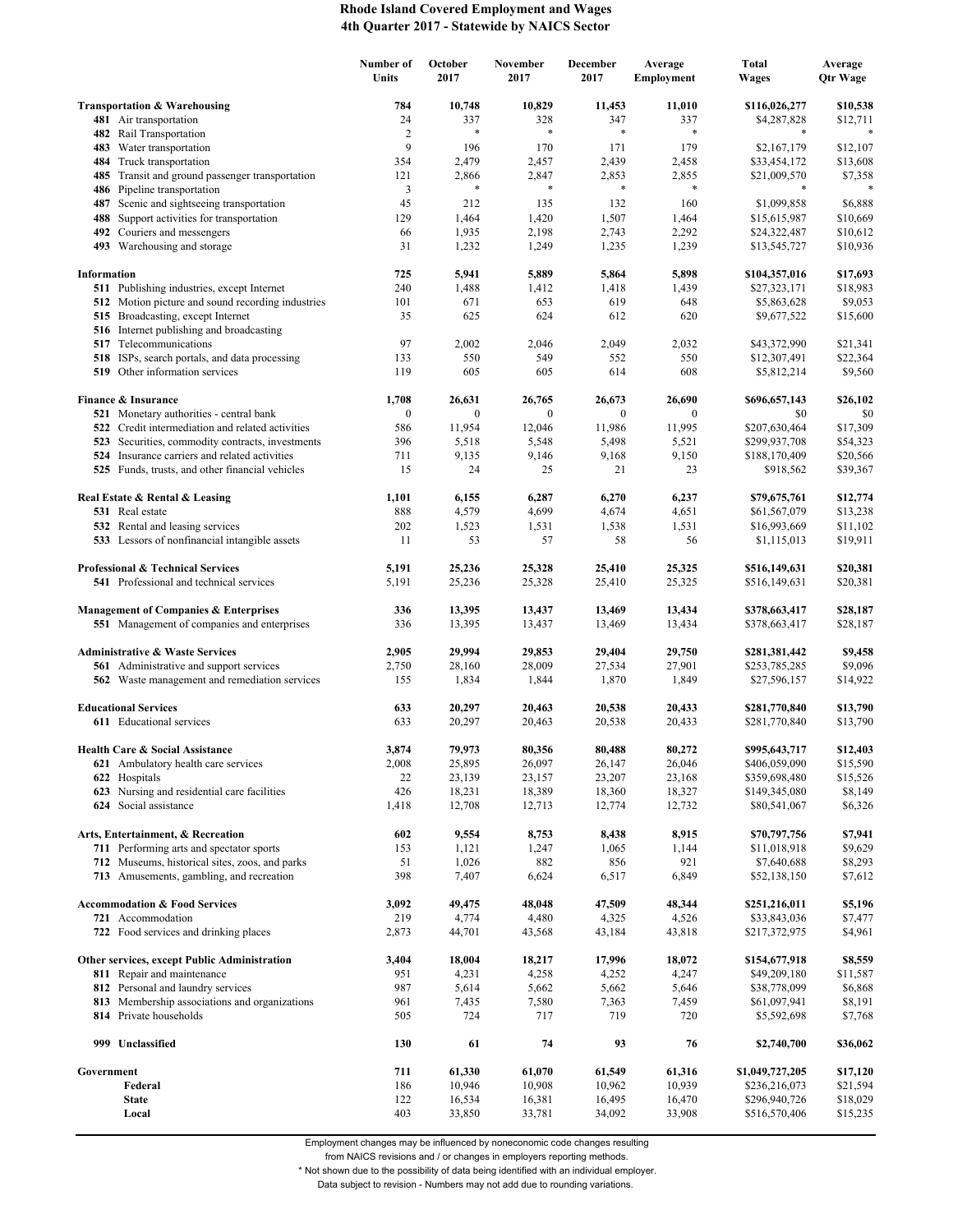**Rhode Island Covered Employment and Wages**
**4th Quarter 2017 - Statewide by NAICS Sector**

| | Number of Units | October 2017 | November 2017 | December 2017 | Average Employment | Total Wages | Average Qtr Wage |
|---|---|---|---|---|---|---|---|
| **Transportation & Warehousing** | **784** | **10,748** | **10,829** | **11,453** | **11,010** | **$116,026,277** | **$10,538** |
| 481 Air transportation | 24 | 337 | 328 | 347 | 337 | $4,287,828 | $12,711 |
| 482 Rail Transportation | 2 | * | * | * | * | * | * |
| 483 Water transportation | 9 | 196 | 170 | 171 | 179 | $2,167,179 | $12,107 |
| 484 Truck transportation | 354 | 2,479 | 2,457 | 2,439 | 2,458 | $33,454,172 | $13,608 |
| 485 Transit and ground passenger transportation | 121 | 2,866 | 2,847 | 2,853 | 2,855 | $21,009,570 | $7,358 |
| 486 Pipeline transportation | 3 | * | * | * | * | * | * |
| 487 Scenic and sightseeing transportation | 45 | 212 | 135 | 132 | 160 | $1,099,858 | $6,888 |
| 488 Support activities for transportation | 129 | 1,464 | 1,420 | 1,507 | 1,464 | $15,615,987 | $10,669 |
| 492 Couriers and messengers | 66 | 1,935 | 2,198 | 2,743 | 2,292 | $24,322,487 | $10,612 |
| 493 Warehousing and storage | 31 | 1,232 | 1,249 | 1,235 | 1,239 | $13,545,727 | $10,936 |
| **Information** | **725** | **5,941** | **5,889** | **5,864** | **5,898** | **$104,357,016** | **$17,693** |
| 511 Publishing industries, except Internet | 240 | 1,488 | 1,412 | 1,418 | 1,439 | $27,323,171 | $18,983 |
| 512 Motion picture and sound recording industries | 101 | 671 | 653 | 619 | 648 | $5,863,628 | $9,053 |
| 515 Broadcasting, except Internet | 35 | 625 | 624 | 612 | 620 | $9,677,522 | $15,600 |
| 516 Internet publishing and broadcasting | | | | | | | |
| 517 Telecommunications | 97 | 2,002 | 2,046 | 2,049 | 2,032 | $43,372,990 | $21,341 |
| 518 ISPs, search portals, and data processing | 133 | 550 | 549 | 552 | 550 | $12,307,491 | $22,364 |
| 519 Other information services | 119 | 605 | 605 | 614 | 608 | $5,812,214 | $9,560 |
| **Finance & Insurance** | **1,708** | **26,631** | **26,765** | **26,673** | **26,690** | **$696,657,143** | **$26,102** |
| 521 Monetary authorities - central bank | 0 | 0 | 0 | 0 | 0 | $0 | $0 |
| 522 Credit intermediation and related activities | 586 | 11,954 | 12,046 | 11,986 | 11,995 | $207,630,464 | $17,309 |
| 523 Securities, commodity contracts, investments | 396 | 5,518 | 5,548 | 5,498 | 5,521 | $299,937,708 | $54,323 |
| 524 Insurance carriers and related activities | 711 | 9,135 | 9,146 | 9,168 | 9,150 | $188,170,409 | $20,566 |
| 525 Funds, trusts, and other financial vehicles | 15 | 24 | 25 | 21 | 23 | $918,562 | $39,367 |
| **Real Estate & Rental & Leasing** | **1,101** | **6,155** | **6,287** | **6,270** | **6,237** | **$79,675,761** | **$12,774** |
| 531 Real estate | 888 | 4,579 | 4,699 | 4,674 | 4,651 | $61,567,079 | $13,238 |
| 532 Rental and leasing services | 202 | 1,523 | 1,531 | 1,538 | 1,531 | $16,993,669 | $11,102 |
| 533 Lessors of nonfinancial intangible assets | 11 | 53 | 57 | 58 | 56 | $1,115,013 | $19,911 |
| **Professional & Technical Services** | **5,191** | **25,236** | **25,328** | **25,410** | **25,325** | **$516,149,631** | **$20,381** |
| 541 Professional and technical services | 5,191 | 25,236 | 25,328 | 25,410 | 25,325 | $516,149,631 | $20,381 |
| **Management of Companies & Enterprises** | **336** | **13,395** | **13,437** | **13,469** | **13,434** | **$378,663,417** | **$28,187** |
| 551 Management of companies and enterprises | 336 | 13,395 | 13,437 | 13,469 | 13,434 | $378,663,417 | $28,187 |
| **Administrative & Waste Services** | **2,905** | **29,994** | **29,853** | **29,404** | **29,750** | **$281,381,442** | **$9,458** |
| 561 Administrative and support services | 2,750 | 28,160 | 28,009 | 27,534 | 27,901 | $253,785,285 | $9,096 |
| 562 Waste management and remediation services | 155 | 1,834 | 1,844 | 1,870 | 1,849 | $27,596,157 | $14,922 |
| **Educational Services** | **633** | **20,297** | **20,463** | **20,538** | **20,433** | **$281,770,840** | **$13,790** |
| 611 Educational services | 633 | 20,297 | 20,463 | 20,538 | 20,433 | $281,770,840 | $13,790 |
| **Health Care & Social Assistance** | **3,874** | **79,973** | **80,356** | **80,488** | **80,272** | **$995,643,717** | **$12,403** |
| 621 Ambulatory health care services | 2,008 | 25,895 | 26,097 | 26,147 | 26,046 | $406,059,090 | $15,590 |
| 622 Hospitals | 22 | 23,139 | 23,157 | 23,207 | 23,168 | $359,698,480 | $15,526 |
| 623 Nursing and residential care facilities | 426 | 18,231 | 18,389 | 18,360 | 18,327 | $149,345,080 | $8,149 |
| 624 Social assistance | 1,418 | 12,708 | 12,713 | 12,774 | 12,732 | $80,541,067 | $6,326 |
| **Arts, Entertainment, & Recreation** | **602** | **9,554** | **8,753** | **8,438** | **8,915** | **$70,797,756** | **$7,941** |
| 711 Performing arts and spectator sports | 153 | 1,121 | 1,247 | 1,065 | 1,144 | $11,018,918 | $9,629 |
| 712 Museums, historical sites, zoos, and parks | 51 | 1,026 | 882 | 856 | 921 | $7,640,688 | $8,293 |
| 713 Amusements, gambling, and recreation | 398 | 7,407 | 6,624 | 6,517 | 6,849 | $52,138,150 | $7,612 |
| **Accommodation & Food Services** | **3,092** | **49,475** | **48,048** | **47,509** | **48,344** | **$251,216,011** | **$5,196** |
| 721 Accommodation | 219 | 4,774 | 4,480 | 4,325 | 4,526 | $33,843,036 | $7,477 |
| 722 Food services and drinking places | 2,873 | 44,701 | 43,568 | 43,184 | 43,818 | $217,372,975 | $4,961 |
| **Other services, except Public Administration** | **3,404** | **18,004** | **18,217** | **17,996** | **18,072** | **$154,677,918** | **$8,559** |
| 811 Repair and maintenance | 951 | 4,231 | 4,258 | 4,252 | 4,247 | $49,209,180 | $11,587 |
| 812 Personal and laundry services | 987 | 5,614 | 5,662 | 5,662 | 5,646 | $38,778,099 | $6,868 |
| 813 Membership associations and organizations | 961 | 7,435 | 7,580 | 7,363 | 7,459 | $61,097,941 | $8,191 |
| 814 Private households | 505 | 724 | 717 | 719 | 720 | $5,592,698 | $7,768 |
| **999 Unclassified** | **130** | **61** | **74** | **93** | **76** | **$2,740,700** | **$36,062** |
| **Government** | **711** | **61,330** | **61,070** | **61,549** | **61,316** | **$1,049,727,205** | **$17,120** |
| **Federal** | 186 | 10,946 | 10,908 | 10,962 | 10,939 | $236,216,073 | $21,594 |
| **State** | 122 | 16,534 | 16,381 | 16,495 | 16,470 | $296,940,726 | $18,029 |
| **Local** | 403 | 33,850 | 33,781 | 34,092 | 33,908 | $516,570,406 | $15,235 |

Employment changes may be influenced by noneconomic code changes resulting from NAICS revisions and / or changes in employers reporting methods.

* Not shown due to the possibility of data being identified with an individual employer.

Data subject to revision - Numbers may not add due to rounding variations.